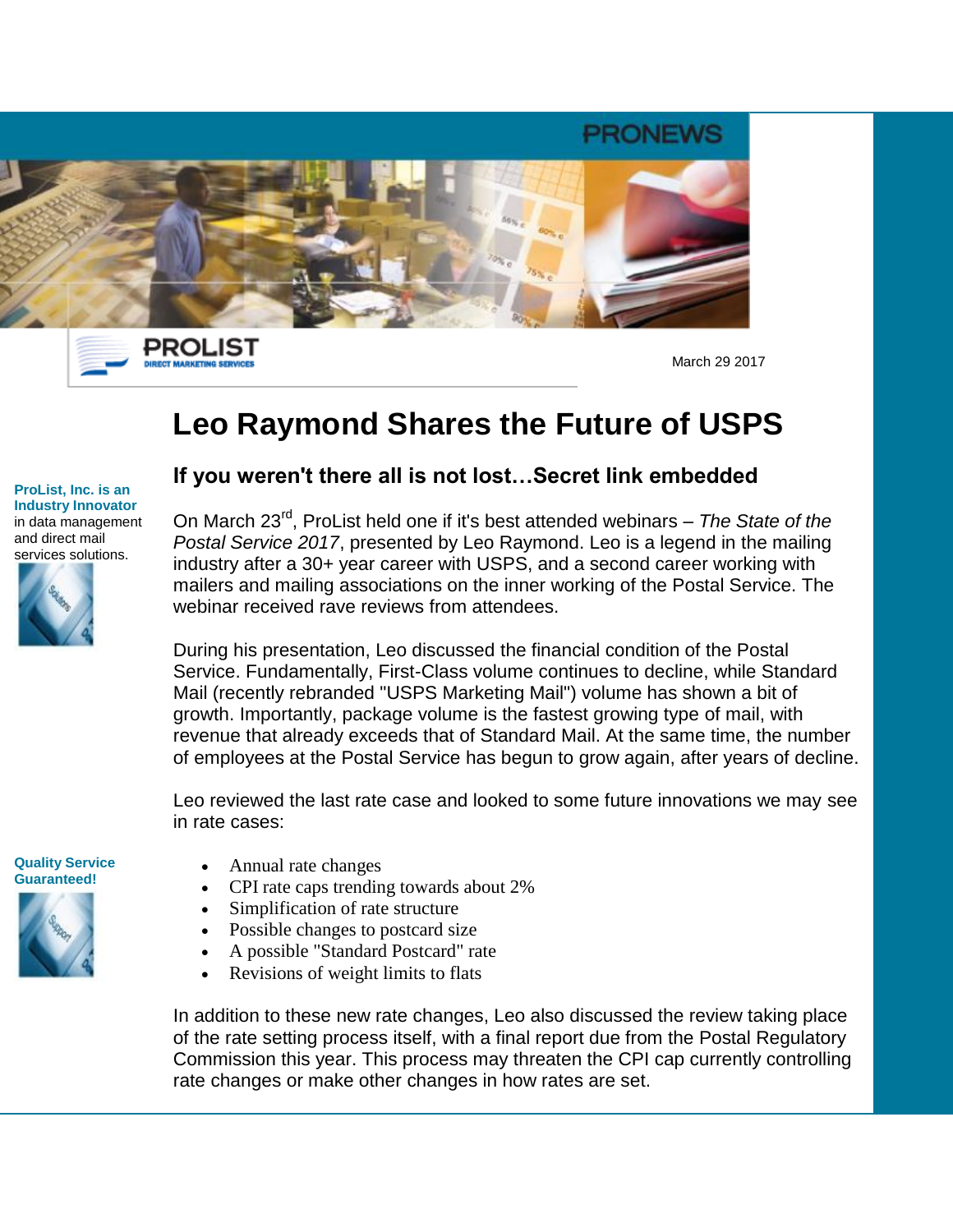PRONEWS

PROLIST
DIRECT MARKETING SERVICES

March 29 2017

# Leo Raymond Shares the Future of USPS

## If you weren't there all is not lost…Secret link embedded

**ProList, Inc. is an Industry Innovator** in data management and direct mail services solutions.

On March 23rd, ProList held one if it's best attended webinars – *The State of the Postal Service 2017*, presented by Leo Raymond. Leo is a legend in the mailing industry after a 30+ year career with USPS, and a second career working with mailers and mailing associations on the inner working of the Postal Service. The webinar received rave reviews from attendees.

During his presentation, Leo discussed the financial condition of the Postal Service. Fundamentally, First-Class volume continues to decline, while Standard Mail (recently rebranded "USPS Marketing Mail") volume has shown a bit of growth. Importantly, package volume is the fastest growing type of mail, with revenue that already exceeds that of Standard Mail. At the same time, the number of employees at the Postal Service has begun to grow again, after years of decline.

Leo reviewed the last rate case and looked to some future innovations we may see in rate cases:

**Quality Service Guaranteed!**

- Annual rate changes
- CPI rate caps trending towards about 2%
- Simplification of rate structure
- Possible changes to postcard size
- A possible "Standard Postcard" rate
- Revisions of weight limits to flats

In addition to these new rate changes, Leo also discussed the review taking place of the rate setting process itself, with a final report due from the Postal Regulatory Commission this year. This process may threaten the CPI cap currently controlling rate changes or make other changes in how rates are set.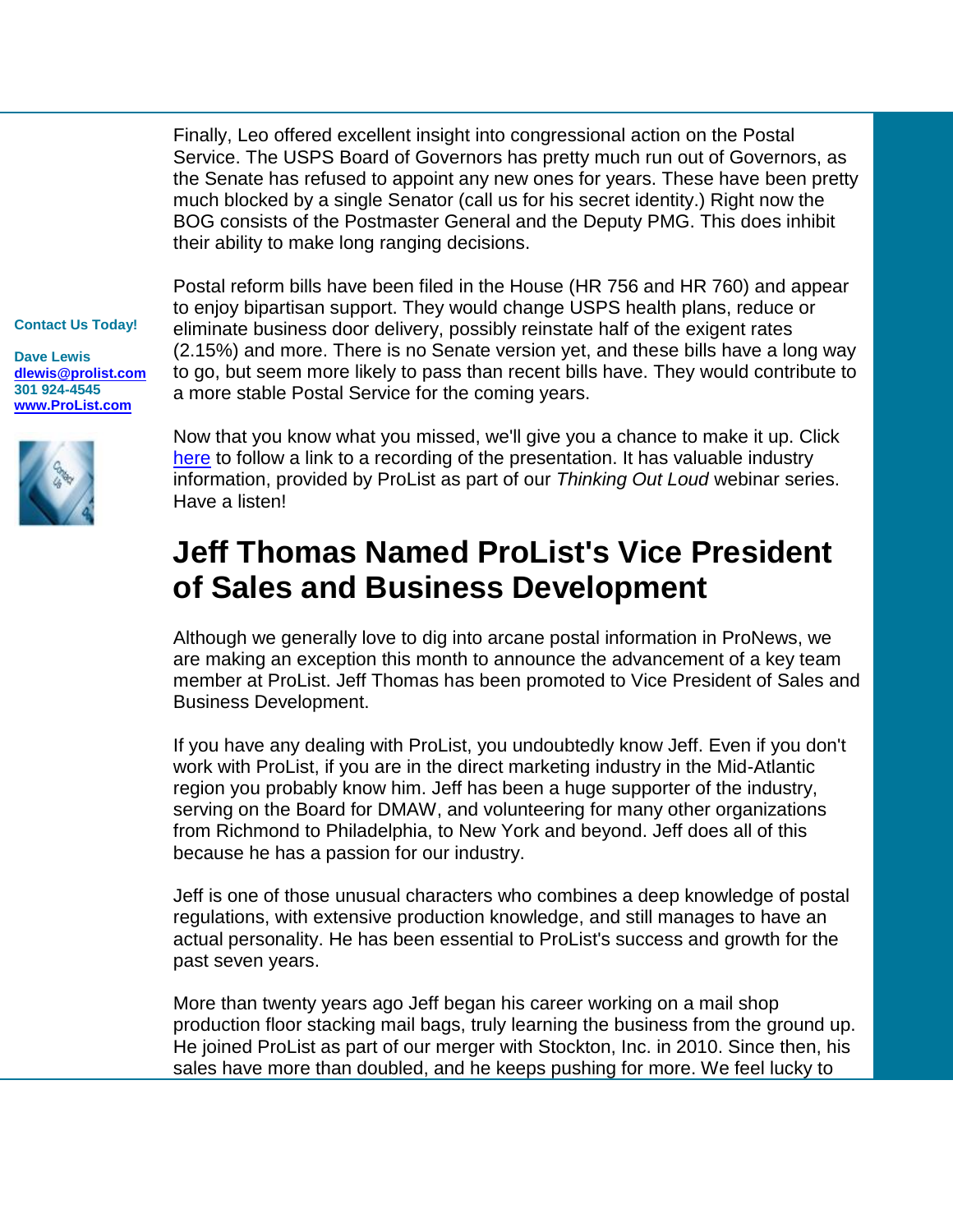Finally, Leo offered excellent insight into congressional action on the Postal Service. The USPS Board of Governors has pretty much run out of Governors, as the Senate has refused to appoint any new ones for years. These have been pretty much blocked by a single Senator (call us for his secret identity.) Right now the BOG consists of the Postmaster General and the Deputy PMG. This does inhibit their ability to make long ranging decisions.

Postal reform bills have been filed in the House (HR 756 and HR 760) and appear to enjoy bipartisan support. They would change USPS health plans, reduce or eliminate business door delivery, possibly reinstate half of the exigent rates (2.15%) and more. There is no Senate version yet, and these bills have a long way to go, but seem more likely to pass than recent bills have. They would contribute to a more stable Postal Service for the coming years.

Now that you know what you missed, we'll give you a chance to make it up. Click here to follow a link to a recording of the presentation. It has valuable industry information, provided by ProList as part of our *Thinking Out Loud* webinar series. Have a listen!

**Contact Us Today!**

**Dave Lewis**
**dlewis@prolist.com**
**301 924-4545**
**www.ProList.com**

## Jeff Thomas Named ProList's Vice President of Sales and Business Development

Although we generally love to dig into arcane postal information in ProNews, we are making an exception this month to announce the advancement of a key team member at ProList. Jeff Thomas has been promoted to Vice President of Sales and Business Development.

If you have any dealing with ProList, you undoubtedly know Jeff. Even if you don't work with ProList, if you are in the direct marketing industry in the Mid-Atlantic region you probably know him. Jeff has been a huge supporter of the industry, serving on the Board for DMAW, and volunteering for many other organizations from Richmond to Philadelphia, to New York and beyond. Jeff does all of this because he has a passion for our industry.

Jeff is one of those unusual characters who combines a deep knowledge of postal regulations, with extensive production knowledge, and still manages to have an actual personality. He has been essential to ProList's success and growth for the past seven years.

More than twenty years ago Jeff began his career working on a mail shop production floor stacking mail bags, truly learning the business from the ground up. He joined ProList as part of our merger with Stockton, Inc. in 2010. Since then, his sales have more than doubled, and he keeps pushing for more. We feel lucky to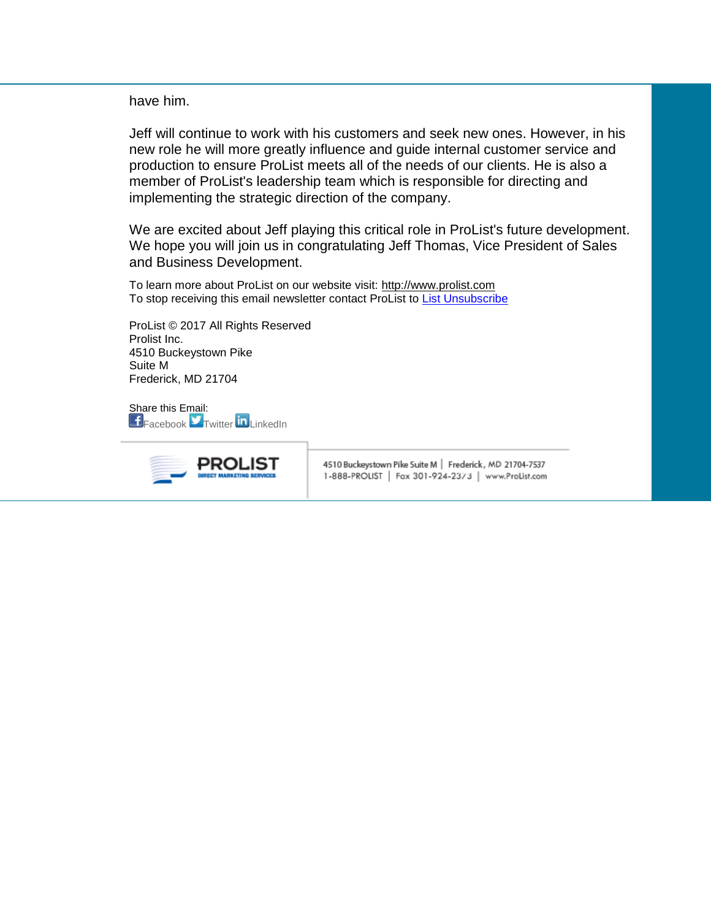have him.

Jeff will continue to work with his customers and seek new ones. However, in his new role he will more greatly influence and guide internal customer service and production to ensure ProList meets all of the needs of our clients. He is also a member of ProList's leadership team which is responsible for directing and implementing the strategic direction of the company.

We are excited about Jeff playing this critical role in ProList's future development. We hope you will join us in congratulating Jeff Thomas, Vice President of Sales and Business Development.

To learn more about ProList on our website visit: http://www.prolist.com
To stop receiving this email newsletter contact ProList to List Unsubscribe

ProList © 2017 All Rights Reserved
Prolist Inc.
4510 Buckeystown Pike
Suite M
Frederick, MD 21704

Share this Email:
Facebook Twitter LinkedIn

PROLIST
DIRECT MARKETING SERVICES

4510 Buckeystown Pike Suite M | Frederick, MD 21704-7537
1-888-PROLIST | Fax 301-924-2373 | www.ProList.com